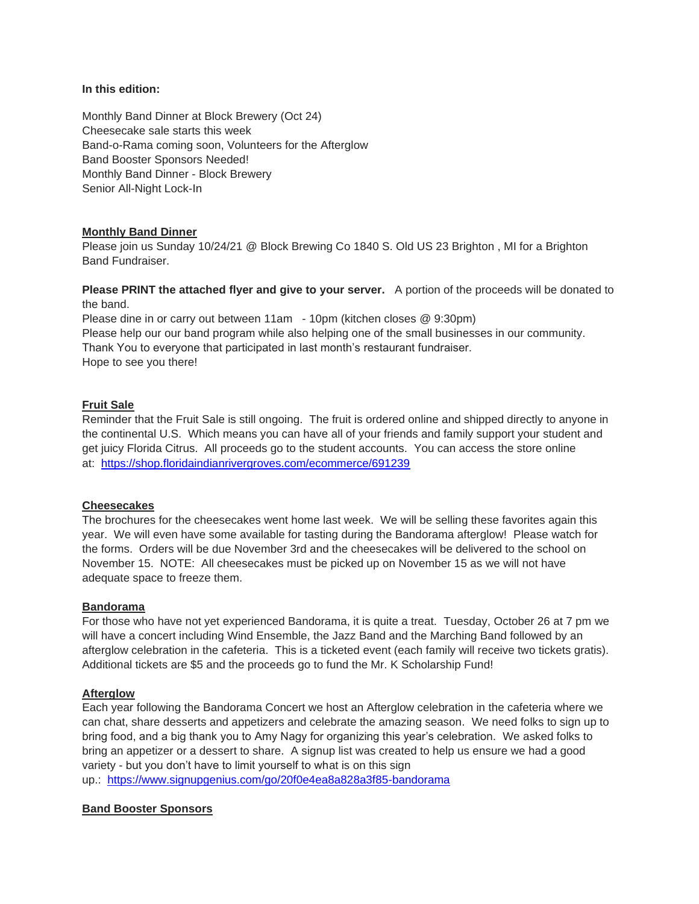**In this edition:**

Monthly Band Dinner at Block Brewery (Oct 24)
Cheesecake sale starts this week
Band-o-Rama coming soon, Volunteers for the Afterglow
Band Booster Sponsors Needed!
Monthly Band Dinner - Block Brewery
Senior All-Night Lock-In

**Monthly Band Dinner**

Please join us Sunday 10/24/21 @ Block Brewing Co 1840 S. Old US 23 Brighton , MI for a Brighton Band Fundraiser.

**Please PRINT the attached flyer and give to your server.** A portion of the proceeds will be donated to the band.
Please dine in or carry out between 11am - 10pm (kitchen closes @ 9:30pm)
Please help our our band program while also helping one of the small businesses in our community.
Thank You to everyone that participated in last month's restaurant fundraiser.
Hope to see you there!

**Fruit Sale**

Reminder that the Fruit Sale is still ongoing. The fruit is ordered online and shipped directly to anyone in the continental U.S. Which means you can have all of your friends and family support your student and get juicy Florida Citrus. All proceeds go to the student accounts. You can access the store online at: https://shop.floridaindianrivergroves.com/ecommerce/691239

**Cheesecakes**

The brochures for the cheesecakes went home last week. We will be selling these favorites again this year. We will even have some available for tasting during the Bandorama afterglow! Please watch for the forms. Orders will be due November 3rd and the cheesecakes will be delivered to the school on November 15. NOTE: All cheesecakes must be picked up on November 15 as we will not have adequate space to freeze them.

**Bandorama**

For those who have not yet experienced Bandorama, it is quite a treat. Tuesday, October 26 at 7 pm we will have a concert including Wind Ensemble, the Jazz Band and the Marching Band followed by an afterglow celebration in the cafeteria. This is a ticketed event (each family will receive two tickets gratis). Additional tickets are $5 and the proceeds go to fund the Mr. K Scholarship Fund!

**Afterglow**

Each year following the Bandorama Concert we host an Afterglow celebration in the cafeteria where we can chat, share desserts and appetizers and celebrate the amazing season. We need folks to sign up to bring food, and a big thank you to Amy Nagy for organizing this year's celebration. We asked folks to bring an appetizer or a dessert to share. A signup list was created to help us ensure we had a good variety - but you don't have to limit yourself to what is on this sign up.: https://www.signupgenius.com/go/20f0e4ea8a828a3f85-bandorama

**Band Booster Sponsors**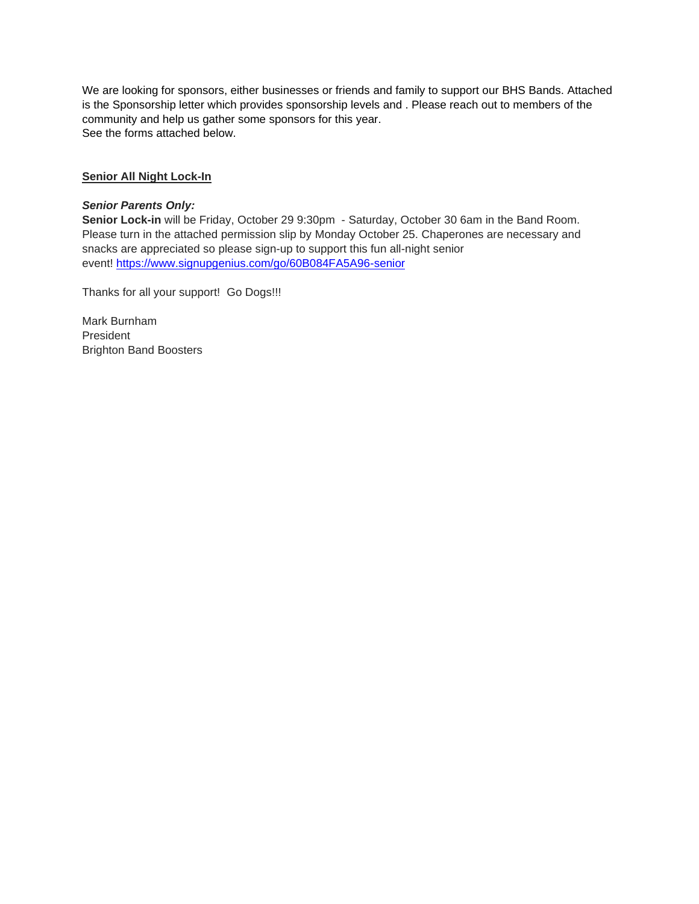We are looking for sponsors, either businesses or friends and family to support our BHS Bands. Attached is the Sponsorship letter which provides sponsorship levels and . Please reach out to members of the community and help us gather some sponsors for this year.
See the forms attached below.

**Senior All Night Lock-In**

***Senior Parents Only:***
**Senior Lock-in** will be Friday, October 29 9:30pm - Saturday, October 30 6am in the Band Room. Please turn in the attached permission slip by Monday October 25. Chaperones are necessary and snacks are appreciated so please sign-up to support this fun all-night senior event! https://www.signupgenius.com/go/60B084FA5A96-senior

Thanks for all your support! Go Dogs!!!

Mark Burnham
President
Brighton Band Boosters